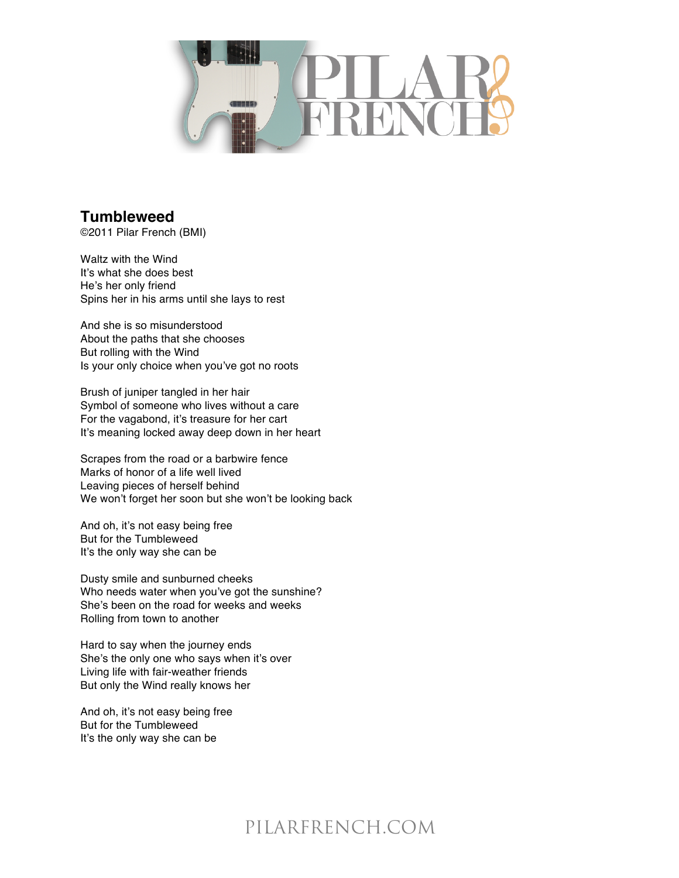# Tumbleweed

©2011 Pilar French (BMI)

Waltz with the Wind
It's what she does best
He's her only friend
Spins her in his arms until she lays to rest

And she is so misunderstood
About the paths that she chooses
But rolling with the Wind
Is your only choice when you've got no roots

Brush of juniper tangled in her hair
Symbol of someone who lives without a care
For the vagabond, it's treasure for her cart
It's meaning locked away deep down in her heart

Scrapes from the road or a barbwire fence
Marks of honor of a life well lived
Leaving pieces of herself behind
We won't forget her soon but she won't be looking back

And oh, it's not easy being free
But for the Tumbleweed
It's the only way she can be

Dusty smile and sunburned cheeks
Who needs water when you've got the sunshine?
She's been on the road for weeks and weeks
Rolling from town to another

Hard to say when the journey ends
She's the only one who says when it's over
Living life with fair-weather friends
But only the Wind really knows her

And oh, it's not easy being free
But for the Tumbleweed
It's the only way she can be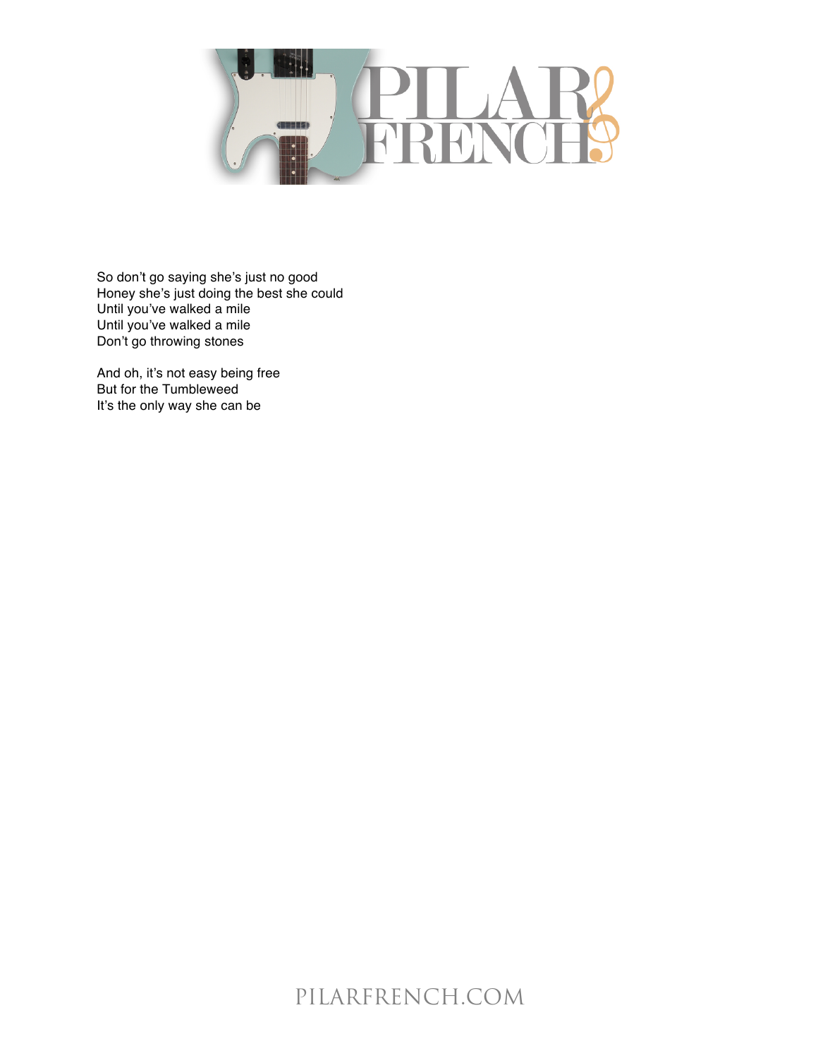So don't go saying she's just no good
Honey she's just doing the best she could
Until you've walked a mile
Until you've walked a mile
Don't go throwing stones

And oh, it's not easy being free
But for the Tumbleweed
It's the only way she can be